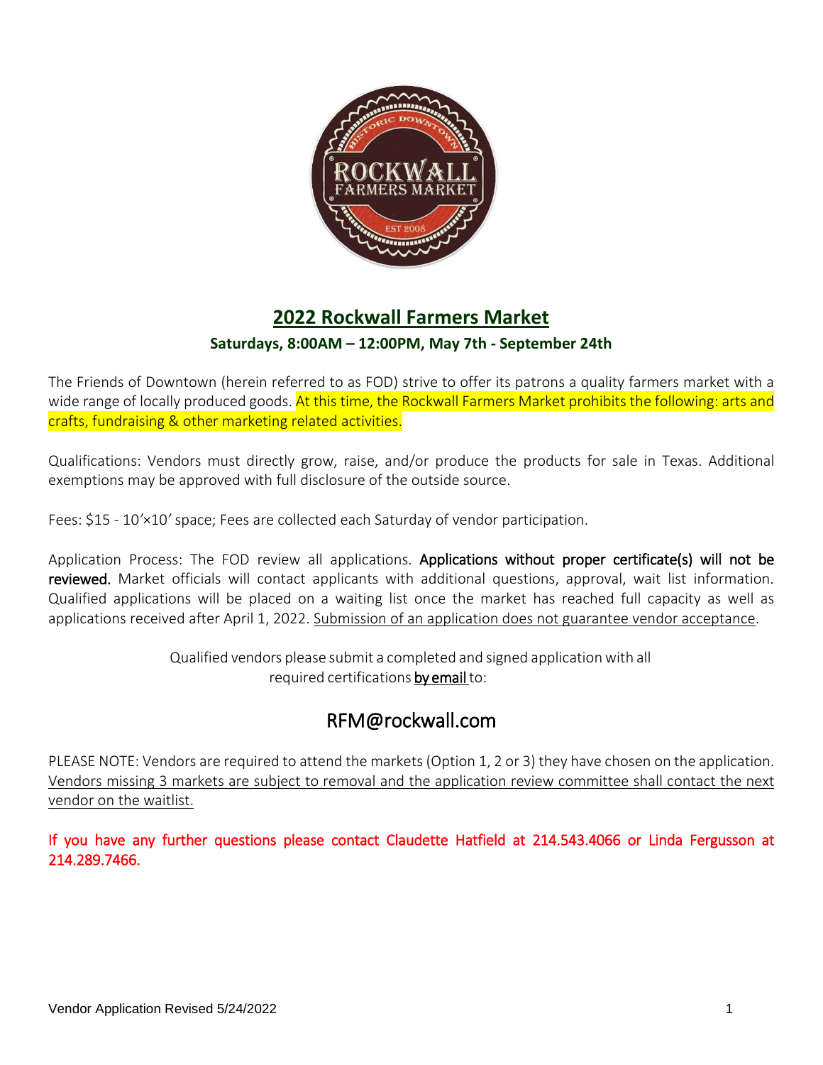# 2022 Rockwall Farmers Market

**Saturdays, 8:00AM – 12:00PM, May 7th - September 24th**

The Friends of Downtown (herein referred to as FOD) strive to offer its patrons a quality farmers market with a wide range of locally produced goods. At this time, the Rockwall Farmers Market prohibits the following: arts and crafts, fundraising & other marketing related activities.

Qualifications: Vendors must directly grow, raise, and/or produce the products for sale in Texas. Additional exemptions may be approved with full disclosure of the outside source.

Fees: $15 - 10′×10′ space; Fees are collected each Saturday of vendor participation.

Application Process: The FOD review all applications. **Applications without proper certificate(s) will not be reviewed.** Market officials will contact applicants with additional questions, approval, wait list information. Qualified applications will be placed on a waiting list once the market has reached full capacity as well as applications received after April 1, 2022. Submission of an application does not guarantee vendor acceptance.

Qualified vendors please submit a completed and signed application with all required certifications **by email** to:

## RFM@rockwall.com

PLEASE NOTE: Vendors are required to attend the markets (Option 1, 2 or 3) they have chosen on the application. Vendors missing 3 markets are subject to removal and the application review committee shall contact the next vendor on the waitlist.

If you have any further questions please contact Claudette Hatfield at 214.543.4066 or Linda Fergusson at 214.289.7466.

Vendor Application Revised 5/24/2022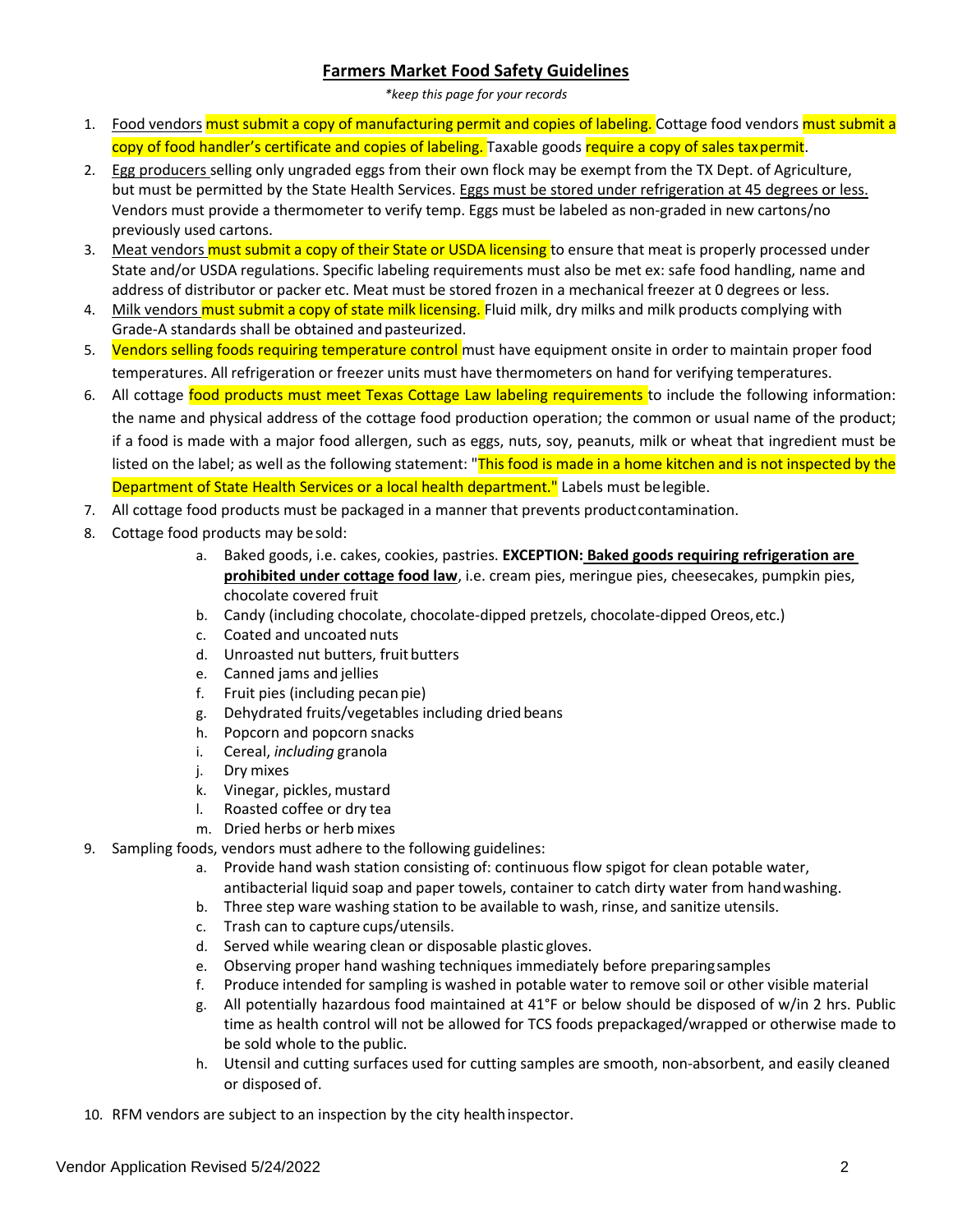# Farmers Market Food Safety Guidelines

*\*keep this page for your records*

1. Food vendors must submit a copy of manufacturing permit and copies of labeling. Cottage food vendors must submit a copy of food handler's certificate and copies of labeling. Taxable goods require a copy of sales tax permit.
2. Egg producers selling only ungraded eggs from their own flock may be exempt from the TX Dept. of Agriculture, but must be permitted by the State Health Services. Eggs must be stored under refrigeration at 45 degrees or less. Vendors must provide a thermometer to verify temp. Eggs must be labeled as non-graded in new cartons/no previously used cartons.
3. Meat vendors must submit a copy of their State or USDA licensing to ensure that meat is properly processed under State and/or USDA regulations. Specific labeling requirements must also be met ex: safe food handling, name and address of distributor or packer etc. Meat must be stored frozen in a mechanical freezer at 0 degrees or less.
4. Milk vendors must submit a copy of state milk licensing. Fluid milk, dry milks and milk products complying with Grade-A standards shall be obtained and pasteurized.
5. Vendors selling foods requiring temperature control must have equipment onsite in order to maintain proper food temperatures. All refrigeration or freezer units must have thermometers on hand for verifying temperatures.
6. All cottage food products must meet Texas Cottage Law labeling requirements to include the following information: the name and physical address of the cottage food production operation; the common or usual name of the product; if a food is made with a major food allergen, such as eggs, nuts, soy, peanuts, milk or wheat that ingredient must be listed on the label; as well as the following statement: "This food is made in a home kitchen and is not inspected by the Department of State Health Services or a local health department." Labels must be legible.
7. All cottage food products must be packaged in a manner that prevents product contamination.
8. Cottage food products may be sold:
   a. Baked goods, i.e. cakes, cookies, pastries. **EXCEPTION: Baked goods requiring refrigeration are prohibited under cottage food law**, i.e. cream pies, meringue pies, cheesecakes, pumpkin pies, chocolate covered fruit
   b. Candy (including chocolate, chocolate-dipped pretzels, chocolate-dipped Oreos, etc.)
   c. Coated and uncoated nuts
   d. Unroasted nut butters, fruit butters
   e. Canned jams and jellies
   f. Fruit pies (including pecan pie)
   g. Dehydrated fruits/vegetables including dried beans
   h. Popcorn and popcorn snacks
   i. Cereal, *including* granola
   j. Dry mixes
   k. Vinegar, pickles, mustard
   l. Roasted coffee or dry tea
   m. Dried herbs or herb mixes
9. Sampling foods, vendors must adhere to the following guidelines:
   a. Provide hand wash station consisting of: continuous flow spigot for clean potable water, antibacterial liquid soap and paper towels, container to catch dirty water from hand washing.
   b. Three step ware washing station to be available to wash, rinse, and sanitize utensils.
   c. Trash can to capture cups/utensils.
   d. Served while wearing clean or disposable plastic gloves.
   e. Observing proper hand washing techniques immediately before preparing samples
   f. Produce intended for sampling is washed in potable water to remove soil or other visible material
   g. All potentially hazardous food maintained at 41°F or below should be disposed of w/in 2 hrs. Public time as health control will not be allowed for TCS foods prepackaged/wrapped or otherwise made to be sold whole to the public.
   h. Utensil and cutting surfaces used for cutting samples are smooth, non-absorbent, and easily cleaned or disposed of.
10. RFM vendors are subject to an inspection by the city health inspector.

Vendor Application Revised 5/24/2022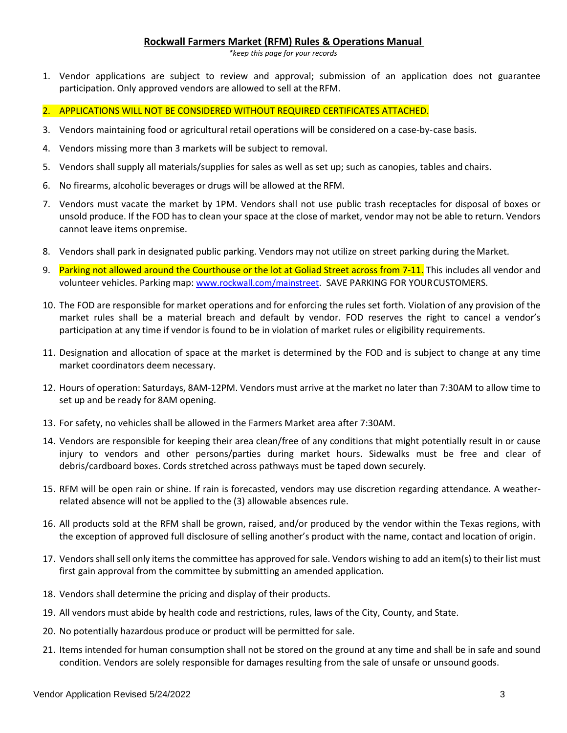**Rockwall Farmers Market (RFM) Rules & Operations Manual**

*\*keep this page for your records*

1. Vendor applications are subject to review and approval; submission of an application does not guarantee participation. Only approved vendors are allowed to sell at the RFM.
2. APPLICATIONS WILL NOT BE CONSIDERED WITHOUT REQUIRED CERTIFICATES ATTACHED.
3. Vendors maintaining food or agricultural retail operations will be considered on a case-by-case basis.
4. Vendors missing more than 3 markets will be subject to removal.
5. Vendors shall supply all materials/supplies for sales as well as set up; such as canopies, tables and chairs.
6. No firearms, alcoholic beverages or drugs will be allowed at the RFM.
7. Vendors must vacate the market by 1PM. Vendors shall not use public trash receptacles for disposal of boxes or unsold produce. If the FOD has to clean your space at the close of market, vendor may not be able to return. Vendors cannot leave items onpremise.
8. Vendors shall park in designated public parking. Vendors may not utilize on street parking during the Market.
9. Parking not allowed around the Courthouse or the lot at Goliad Street across from 7-11. This includes all vendor and volunteer vehicles. Parking map: [www.rockwall.com/mainstreet](www.rockwall.com/mainstreet). SAVE PARKING FOR YOURCUSTOMERS.
10. The FOD are responsible for market operations and for enforcing the rules set forth. Violation of any provision of the market rules shall be a material breach and default by vendor. FOD reserves the right to cancel a vendor's participation at any time if vendor is found to be in violation of market rules or eligibility requirements.
11. Designation and allocation of space at the market is determined by the FOD and is subject to change at any time market coordinators deem necessary.
12. Hours of operation: Saturdays, 8AM-12PM. Vendors must arrive at the market no later than 7:30AM to allow time to set up and be ready for 8AM opening.
13. For safety, no vehicles shall be allowed in the Farmers Market area after 7:30AM.
14. Vendors are responsible for keeping their area clean/free of any conditions that might potentially result in or cause injury to vendors and other persons/parties during market hours. Sidewalks must be free and clear of debris/cardboard boxes. Cords stretched across pathways must be taped down securely.
15. RFM will be open rain or shine. If rain is forecasted, vendors may use discretion regarding attendance. A weather-related absence will not be applied to the (3) allowable absences rule.
16. All products sold at the RFM shall be grown, raised, and/or produced by the vendor within the Texas regions, with the exception of approved full disclosure of selling another's product with the name, contact and location of origin.
17. Vendors shall sell only items the committee has approved for sale. Vendors wishing to add an item(s) to their list must first gain approval from the committee by submitting an amended application.
18. Vendors shall determine the pricing and display of their products.
19. All vendors must abide by health code and restrictions, rules, laws of the City, County, and State.
20. No potentially hazardous produce or product will be permitted for sale.
21. Items intended for human consumption shall not be stored on the ground at any time and shall be in safe and sound condition. Vendors are solely responsible for damages resulting from the sale of unsafe or unsound goods.

Vendor Application Revised 5/24/2022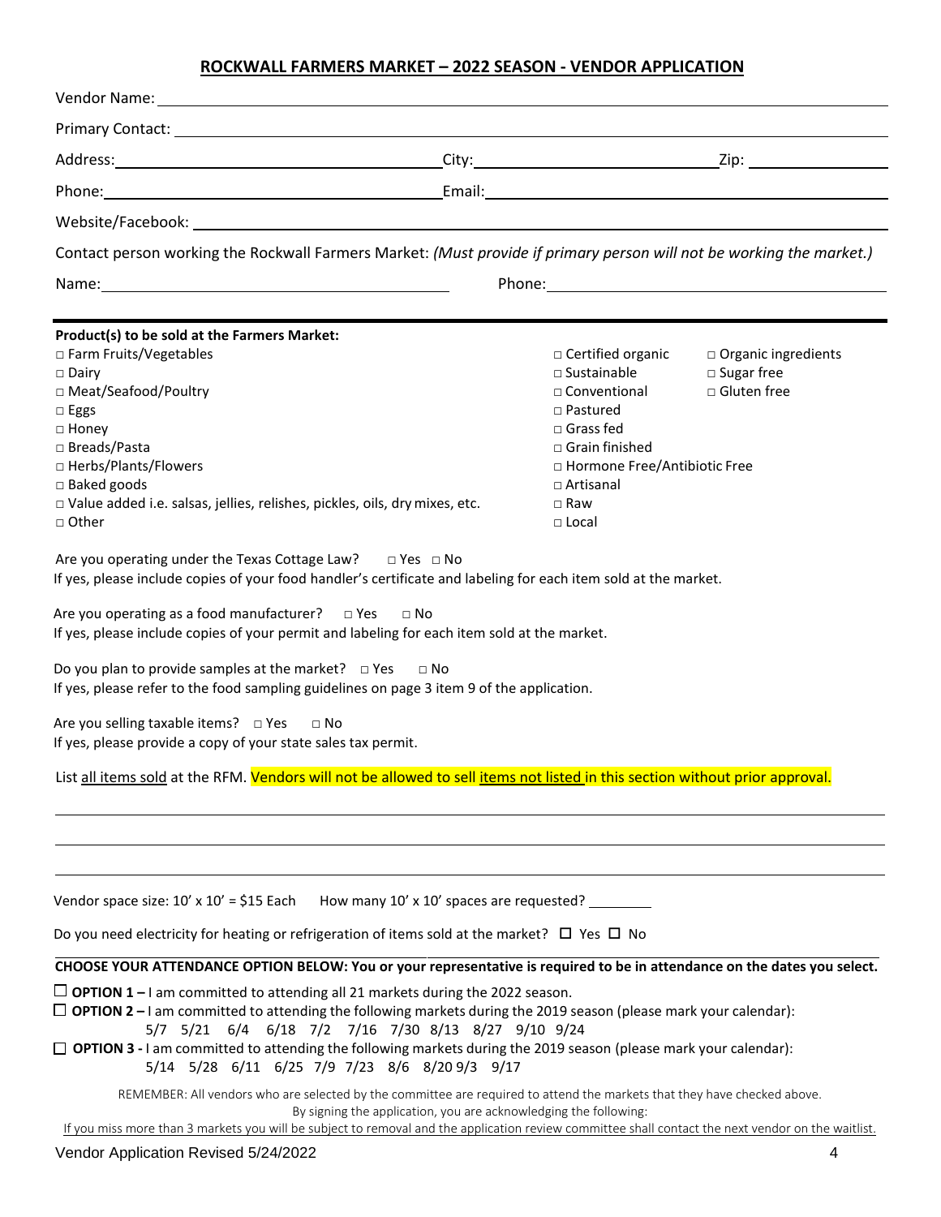## ROCKWALL FARMERS MARKET – 2022 SEASON - VENDOR APPLICATION

Vendor Name: ____________________

Primary Contact: ____________________

Address: ____________________ City: ____________________ Zip: ____________

Phone: ____________________ Email: ____________________

Website/Facebook: ____________________

Contact person working the Rockwall Farmers Market: *(Must provide if primary person will not be working the market.)*

Name: ____________________ Phone: ____________________

---

**Product(s) to be sold at the Farmers Market:**

- □ Farm Fruits/Vegetables
- □ Dairy
- □ Meat/Seafood/Poultry
- □ Eggs
- □ Honey
- □ Breads/Pasta
- □ Herbs/Plants/Flowers
- □ Baked goods
- □ Value added i.e. salsas, jellies, relishes, pickles, oils, dry mixes, etc.
- □ Other

- □ Certified organic
- □ Sustainable
- □ Conventional
- □ Pastured
- □ Grass fed
- □ Grain finished
- □ Hormone Free/Antibiotic Free
- □ Artisanal
- □ Raw
- □ Local

- □ Organic ingredients
- □ Sugar free
- □ Gluten free

Are you operating under the Texas Cottage Law? □ Yes □ No
If yes, please include copies of your food handler's certificate and labeling for each item sold at the market.

Are you operating as a food manufacturer? □ Yes □ No
If yes, please include copies of your permit and labeling for each item sold at the market.

Do you plan to provide samples at the market? □ Yes □ No
If yes, please refer to the food sampling guidelines on page 3 item 9 of the application.

Are you selling taxable items? □ Yes □ No
If yes, please provide a copy of your state sales tax permit.

List <u>all items sold</u> at the RFM. Vendors will not be allowed to sell <u>items not listed</u> in this section without prior approval.

____________________

____________________

____________________

Vendor space size: 10' x 10' = $15 Each How many 10' x 10' spaces are requested? ________

Do you need electricity for heating or refrigeration of items sold at the market? ☐ Yes ☐ No

**CHOOSE YOUR ATTENDANCE OPTION BELOW: You or your representative is required to be in attendance on the dates you select.**

☐ **OPTION 1 –** I am committed to attending all 21 markets during the 2022 season.

☐ **OPTION 2 –** I am committed to attending the following markets during the 2019 season (please mark your calendar):
5/7 5/21 6/4 6/18 7/2 7/16 7/30 8/13 8/27 9/10 9/24

☐ **OPTION 3 -** I am committed to attending the following markets during the 2019 season (please mark your calendar):
5/14 5/28 6/11 6/25 7/9 7/23 8/6 8/20 9/3 9/17

REMEMBER: All vendors who are selected by the committee are required to attend the markets that they have checked above.
By signing the application, you are acknowledging the following:
<u>If you miss more than 3 markets you will be subject to removal and the application review committee shall contact the next vendor on the waitlist.</u>

Vendor Application Revised 5/24/2022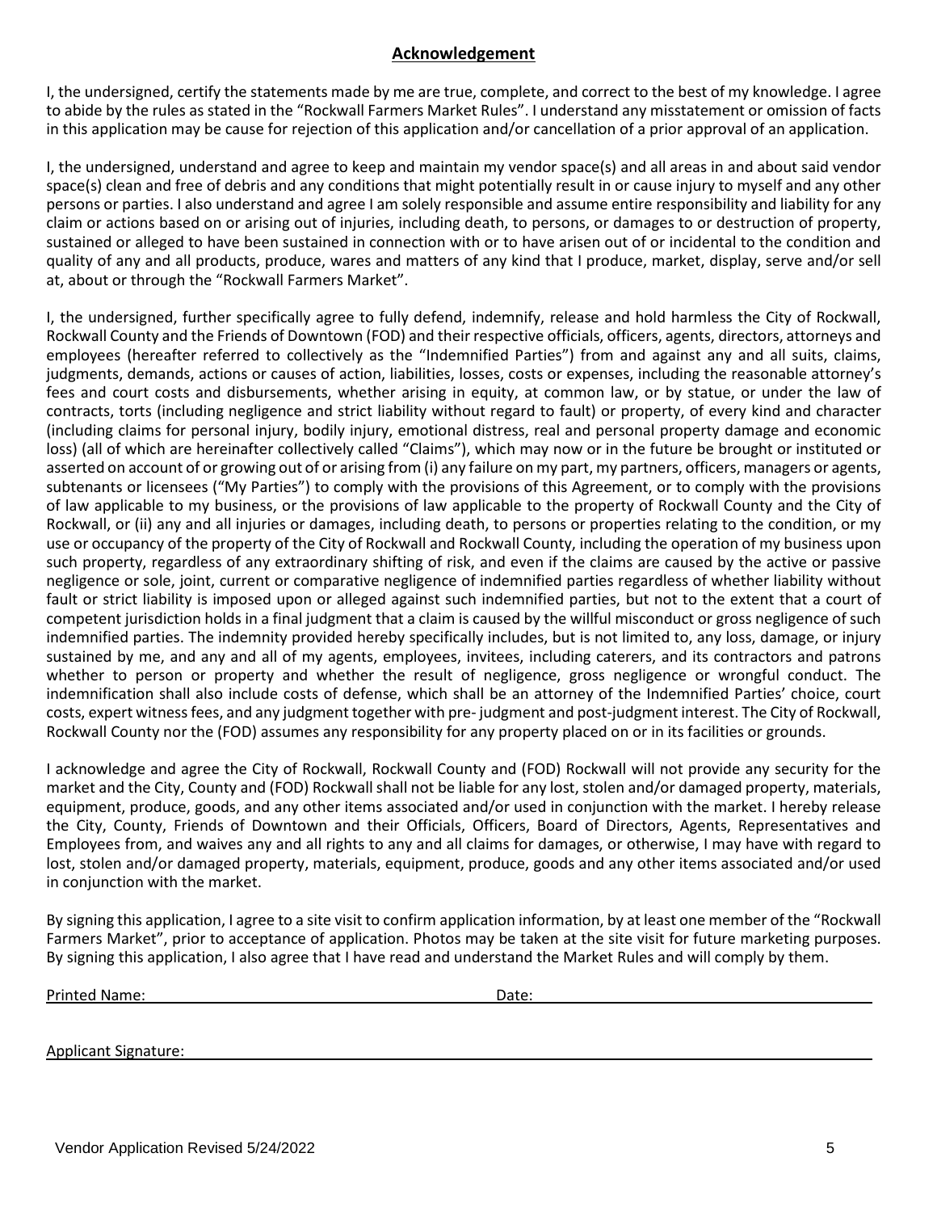## Acknowledgement

I, the undersigned, certify the statements made by me are true, complete, and correct to the best of my knowledge. I agree to abide by the rules as stated in the "Rockwall Farmers Market Rules". I understand any misstatement or omission of facts in this application may be cause for rejection of this application and/or cancellation of a prior approval of an application.

I, the undersigned, understand and agree to keep and maintain my vendor space(s) and all areas in and about said vendor space(s) clean and free of debris and any conditions that might potentially result in or cause injury to myself and any other persons or parties. I also understand and agree I am solely responsible and assume entire responsibility and liability for any claim or actions based on or arising out of injuries, including death, to persons, or damages to or destruction of property, sustained or alleged to have been sustained in connection with or to have arisen out of or incidental to the condition and quality of any and all products, produce, wares and matters of any kind that I produce, market, display, serve and/or sell at, about or through the "Rockwall Farmers Market".

I, the undersigned, further specifically agree to fully defend, indemnify, release and hold harmless the City of Rockwall, Rockwall County and the Friends of Downtown (FOD) and their respective officials, officers, agents, directors, attorneys and employees (hereafter referred to collectively as the "Indemnified Parties") from and against any and all suits, claims, judgments, demands, actions or causes of action, liabilities, losses, costs or expenses, including the reasonable attorney's fees and court costs and disbursements, whether arising in equity, at common law, or by statue, or under the law of contracts, torts (including negligence and strict liability without regard to fault) or property, of every kind and character (including claims for personal injury, bodily injury, emotional distress, real and personal property damage and economic loss) (all of which are hereinafter collectively called "Claims"), which may now or in the future be brought or instituted or asserted on account of or growing out of or arising from (i) any failure on my part, my partners, officers, managers or agents, subtenants or licensees ("My Parties") to comply with the provisions of this Agreement, or to comply with the provisions of law applicable to my business, or the provisions of law applicable to the property of Rockwall County and the City of Rockwall, or (ii) any and all injuries or damages, including death, to persons or properties relating to the condition, or my use or occupancy of the property of the City of Rockwall and Rockwall County, including the operation of my business upon such property, regardless of any extraordinary shifting of risk, and even if the claims are caused by the active or passive negligence or sole, joint, current or comparative negligence of indemnified parties regardless of whether liability without fault or strict liability is imposed upon or alleged against such indemnified parties, but not to the extent that a court of competent jurisdiction holds in a final judgment that a claim is caused by the willful misconduct or gross negligence of such indemnified parties. The indemnity provided hereby specifically includes, but is not limited to, any loss, damage, or injury sustained by me, and any and all of my agents, employees, invitees, including caterers, and its contractors and patrons whether to person or property and whether the result of negligence, gross negligence or wrongful conduct. The indemnification shall also include costs of defense, which shall be an attorney of the Indemnified Parties' choice, court costs, expert witness fees, and any judgment together with pre- judgment and post-judgment interest. The City of Rockwall, Rockwall County nor the (FOD) assumes any responsibility for any property placed on or in its facilities or grounds.

I acknowledge and agree the City of Rockwall, Rockwall County and (FOD) Rockwall will not provide any security for the market and the City, County and (FOD) Rockwall shall not be liable for any lost, stolen and/or damaged property, materials, equipment, produce, goods, and any other items associated and/or used in conjunction with the market. I hereby release the City, County, Friends of Downtown and their Officials, Officers, Board of Directors, Agents, Representatives and Employees from, and waives any and all rights to any and all claims for damages, or otherwise, I may have with regard to lost, stolen and/or damaged property, materials, equipment, produce, goods and any other items associated and/or used in conjunction with the market.

By signing this application, I agree to a site visit to confirm application information, by at least one member of the "Rockwall Farmers Market", prior to acceptance of application. Photos may be taken at the site visit for future marketing purposes. By signing this application, I also agree that I have read and understand the Market Rules and will comply by them.

Printed Name: ______________________________ Date: ______________________________

Applicant Signature: ______________________________

Vendor Application Revised 5/24/2022